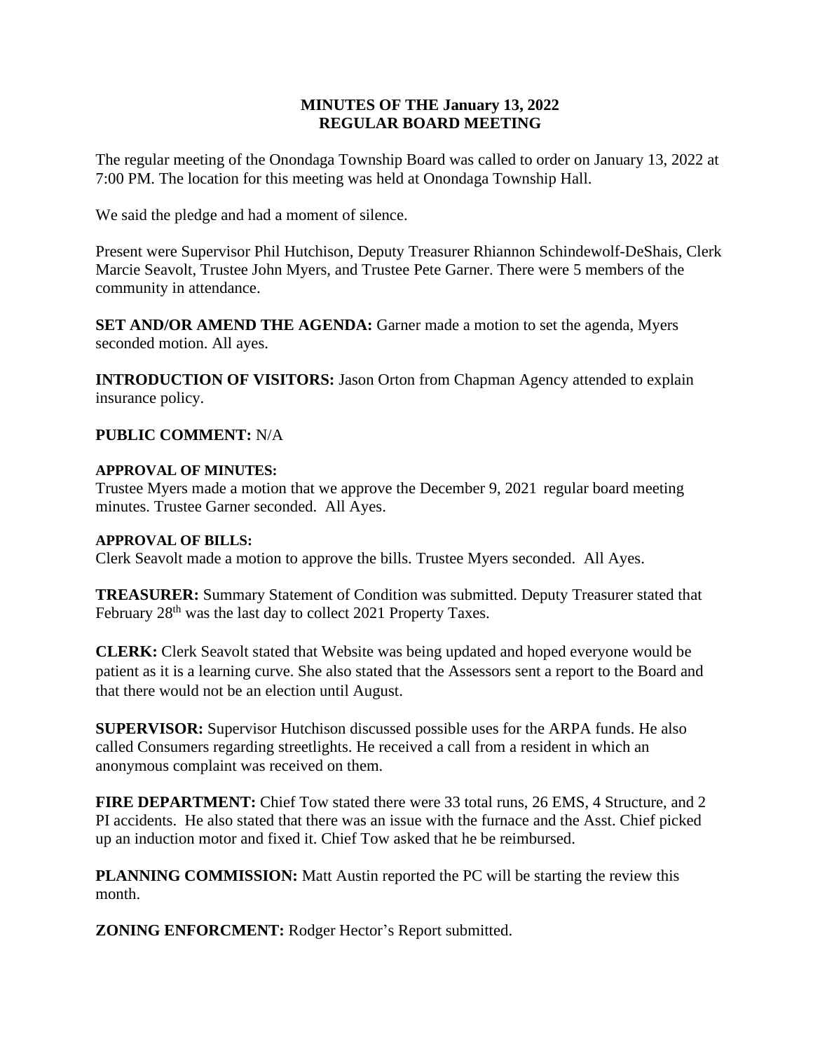**MINUTES OF THE January 13, 2022**
**REGULAR BOARD MEETING**

The regular meeting of the Onondaga Township Board was called to order on January 13, 2022 at 7:00 PM. The location for this meeting was held at Onondaga Township Hall.

We said the pledge and had a moment of silence.

Present were Supervisor Phil Hutchison, Deputy Treasurer Rhiannon Schindewolf-DeShais, Clerk Marcie Seavolt, Trustee John Myers, and Trustee Pete Garner. There were 5 members of the community in attendance.

**SET AND/OR AMEND THE AGENDA:** Garner made a motion to set the agenda, Myers seconded motion. All ayes.

**INTRODUCTION OF VISITORS:** Jason Orton from Chapman Agency attended to explain insurance policy.

**PUBLIC COMMENT:** N/A

**APPROVAL OF MINUTES:**
Trustee Myers made a motion that we approve the December 9, 2021 regular board meeting minutes. Trustee Garner seconded. All Ayes.

**APPROVAL OF BILLS:**
Clerk Seavolt made a motion to approve the bills. Trustee Myers seconded. All Ayes.

**TREASURER:** Summary Statement of Condition was submitted. Deputy Treasurer stated that February 28th was the last day to collect 2021 Property Taxes.

**CLERK:** Clerk Seavolt stated that Website was being updated and hoped everyone would be patient as it is a learning curve. She also stated that the Assessors sent a report to the Board and that there would not be an election until August.

**SUPERVISOR:** Supervisor Hutchison discussed possible uses for the ARPA funds. He also called Consumers regarding streetlights. He received a call from a resident in which an anonymous complaint was received on them.

**FIRE DEPARTMENT:** Chief Tow stated there were 33 total runs, 26 EMS, 4 Structure, and 2 PI accidents. He also stated that there was an issue with the furnace and the Asst. Chief picked up an induction motor and fixed it. Chief Tow asked that he be reimbursed.

**PLANNING COMMISSION:** Matt Austin reported the PC will be starting the review this month.

**ZONING ENFORCMENT:** Rodger Hector's Report submitted.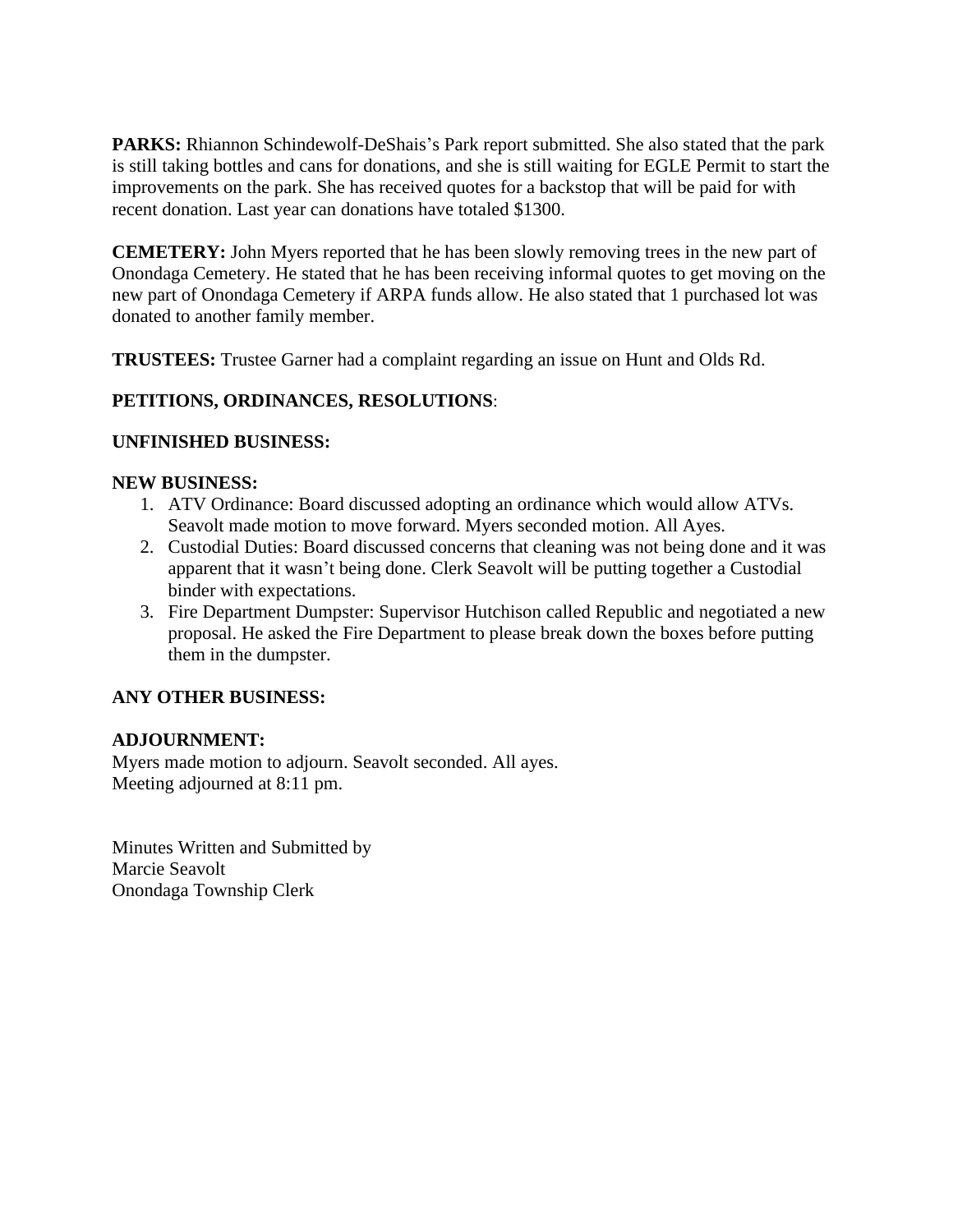**PARKS:** Rhiannon Schindewolf-DeShais's Park report submitted. She also stated that the park is still taking bottles and cans for donations, and she is still waiting for EGLE Permit to start the improvements on the park. She has received quotes for a backstop that will be paid for with recent donation. Last year can donations have totaled $1300.

**CEMETERY:** John Myers reported that he has been slowly removing trees in the new part of Onondaga Cemetery. He stated that he has been receiving informal quotes to get moving on the new part of Onondaga Cemetery if ARPA funds allow. He also stated that 1 purchased lot was donated to another family member.

**TRUSTEES:** Trustee Garner had a complaint regarding an issue on Hunt and Olds Rd.

**PETITIONS, ORDINANCES, RESOLUTIONS**:

**UNFINISHED BUSINESS:**

**NEW BUSINESS:**

1. ATV Ordinance: Board discussed adopting an ordinance which would allow ATVs. Seavolt made motion to move forward. Myers seconded motion. All Ayes.
2. Custodial Duties: Board discussed concerns that cleaning was not being done and it was apparent that it wasn't being done. Clerk Seavolt will be putting together a Custodial binder with expectations.
3. Fire Department Dumpster: Supervisor Hutchison called Republic and negotiated a new proposal. He asked the Fire Department to please break down the boxes before putting them in the dumpster.

**ANY OTHER BUSINESS:**

**ADJOURNMENT:**
Myers made motion to adjourn. Seavolt seconded. All ayes.
Meeting adjourned at 8:11 pm.

Minutes Written and Submitted by
Marcie Seavolt
Onondaga Township Clerk